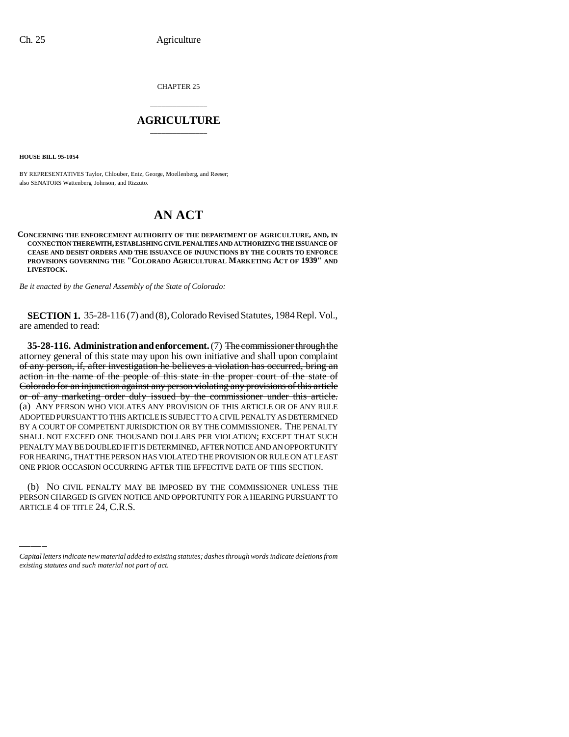CHAPTER 25

# AGRICULTURE

**HOUSE BILL 95-1054**

BY REPRESENTATIVES Taylor, Chlouber, Entz, George, Moellenberg, and Reeser; also SENATORS Wattenberg, Johnson, and Rizzuto.

# AN ACT

**CONCERNING THE ENFORCEMENT AUTHORITY OF THE DEPARTMENT OF AGRICULTURE, AND, IN CONNECTION THEREWITH, ESTABLISHING CIVIL PENALTIES AND AUTHORIZING THE ISSUANCE OF CEASE AND DESIST ORDERS AND THE ISSUANCE OF INJUNCTIONS BY THE COURTS TO ENFORCE PROVISIONS GOVERNING THE "COLORADO AGRICULTURAL MARKETING ACT OF 1939" AND LIVESTOCK.**

*Be it enacted by the General Assembly of the State of Colorado:*

**SECTION 1.** 35-28-116 (7) and (8), Colorado Revised Statutes, 1984 Repl. Vol., are amended to read:

**35-28-116. Administration and enforcement.** (7) ~~The commissioner through the attorney general of this state may upon his own initiative and shall upon complaint of any person, if, after investigation he believes a violation has occurred, bring an action in the name of the people of this state in the proper court of the state of Colorado for an injunction against any person violating any provisions of this article or of any marketing order duly issued by the commissioner under this article.~~ (a) ANY PERSON WHO VIOLATES ANY PROVISION OF THIS ARTICLE OR OF ANY RULE ADOPTED PURSUANT TO THIS ARTICLE IS SUBJECT TO A CIVIL PENALTY AS DETERMINED BY A COURT OF COMPETENT JURISDICTION OR BY THE COMMISSIONER. THE PENALTY SHALL NOT EXCEED ONE THOUSAND DOLLARS PER VIOLATION; EXCEPT THAT SUCH PENALTY MAY BE DOUBLED IF IT IS DETERMINED, AFTER NOTICE AND AN OPPORTUNITY FOR HEARING, THAT THE PERSON HAS VIOLATED THE PROVISION OR RULE ON AT LEAST ONE PRIOR OCCASION OCCURRING AFTER THE EFFECTIVE DATE OF THIS SECTION.

(b) NO CIVIL PENALTY MAY BE IMPOSED BY THE COMMISSIONER UNLESS THE PERSON CHARGED IS GIVEN NOTICE AND OPPORTUNITY FOR A HEARING PURSUANT TO ARTICLE 4 OF TITLE 24, C.R.S.

*Capital letters indicate new material added to existing statutes; dashes through words indicate deletions from existing statutes and such material not part of act.*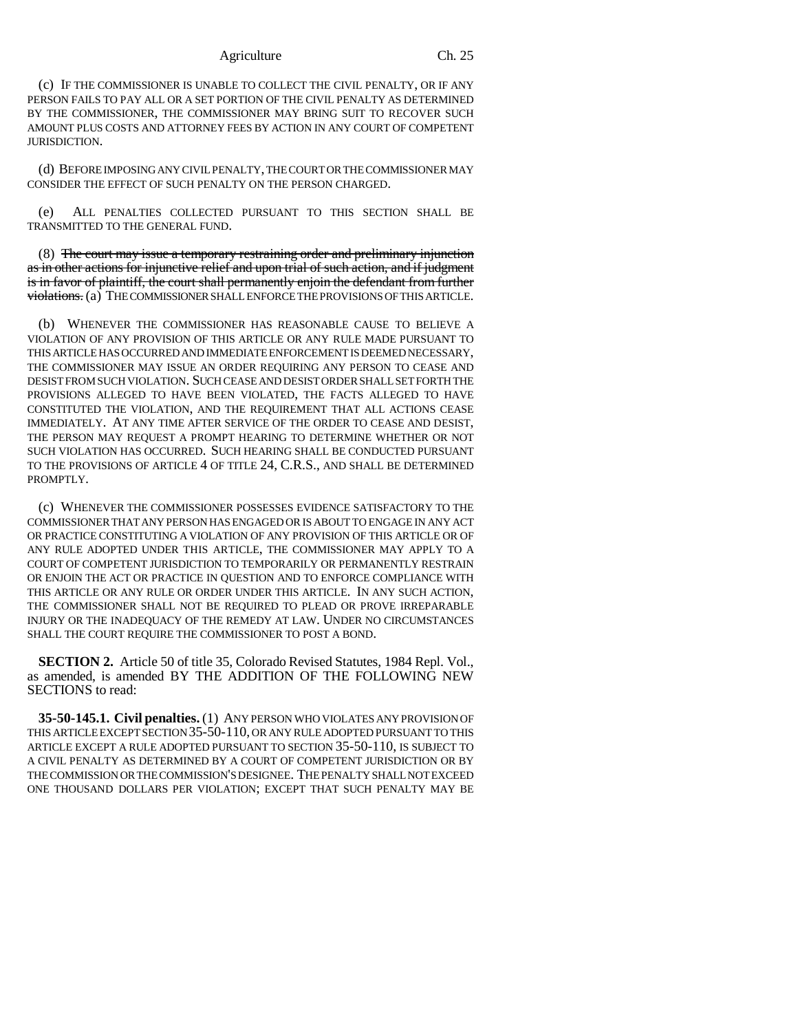(c) IF THE COMMISSIONER IS UNABLE TO COLLECT THE CIVIL PENALTY, OR IF ANY PERSON FAILS TO PAY ALL OR A SET PORTION OF THE CIVIL PENALTY AS DETERMINED BY THE COMMISSIONER, THE COMMISSIONER MAY BRING SUIT TO RECOVER SUCH AMOUNT PLUS COSTS AND ATTORNEY FEES BY ACTION IN ANY COURT OF COMPETENT JURISDICTION.

(d) BEFORE IMPOSING ANY CIVIL PENALTY, THE COURT OR THE COMMISSIONER MAY CONSIDER THE EFFECT OF SUCH PENALTY ON THE PERSON CHARGED.

(e) ALL PENALTIES COLLECTED PURSUANT TO THIS SECTION SHALL BE TRANSMITTED TO THE GENERAL FUND.

(8) ~~The court may issue a temporary restraining order and preliminary injunction as in other actions for injunctive relief and upon trial of such action, and if judgment is in favor of plaintiff, the court shall permanently enjoin the defendant from further violations.~~ (a) THE COMMISSIONER SHALL ENFORCE THE PROVISIONS OF THIS ARTICLE.

(b) WHENEVER THE COMMISSIONER HAS REASONABLE CAUSE TO BELIEVE A VIOLATION OF ANY PROVISION OF THIS ARTICLE OR ANY RULE MADE PURSUANT TO THIS ARTICLE HAS OCCURRED AND IMMEDIATE ENFORCEMENT IS DEEMED NECESSARY, THE COMMISSIONER MAY ISSUE AN ORDER REQUIRING ANY PERSON TO CEASE AND DESIST FROM SUCH VIOLATION. SUCH CEASE AND DESIST ORDER SHALL SET FORTH THE PROVISIONS ALLEGED TO HAVE BEEN VIOLATED, THE FACTS ALLEGED TO HAVE CONSTITUTED THE VIOLATION, AND THE REQUIREMENT THAT ALL ACTIONS CEASE IMMEDIATELY. AT ANY TIME AFTER SERVICE OF THE ORDER TO CEASE AND DESIST, THE PERSON MAY REQUEST A PROMPT HEARING TO DETERMINE WHETHER OR NOT SUCH VIOLATION HAS OCCURRED. SUCH HEARING SHALL BE CONDUCTED PURSUANT TO THE PROVISIONS OF ARTICLE 4 OF TITLE 24, C.R.S., AND SHALL BE DETERMINED PROMPTLY.

(c) WHENEVER THE COMMISSIONER POSSESSES EVIDENCE SATISFACTORY TO THE COMMISSIONER THAT ANY PERSON HAS ENGAGED OR IS ABOUT TO ENGAGE IN ANY ACT OR PRACTICE CONSTITUTING A VIOLATION OF ANY PROVISION OF THIS ARTICLE OR OF ANY RULE ADOPTED UNDER THIS ARTICLE, THE COMMISSIONER MAY APPLY TO A COURT OF COMPETENT JURISDICTION TO TEMPORARILY OR PERMANENTLY RESTRAIN OR ENJOIN THE ACT OR PRACTICE IN QUESTION AND TO ENFORCE COMPLIANCE WITH THIS ARTICLE OR ANY RULE OR ORDER UNDER THIS ARTICLE. IN ANY SUCH ACTION, THE COMMISSIONER SHALL NOT BE REQUIRED TO PLEAD OR PROVE IRREPARABLE INJURY OR THE INADEQUACY OF THE REMEDY AT LAW. UNDER NO CIRCUMSTANCES SHALL THE COURT REQUIRE THE COMMISSIONER TO POST A BOND.

**SECTION 2.** Article 50 of title 35, Colorado Revised Statutes, 1984 Repl. Vol., as amended, is amended BY THE ADDITION OF THE FOLLOWING NEW SECTIONS to read:

**35-50-145.1. Civil penalties.** (1) ANY PERSON WHO VIOLATES ANY PROVISION OF THIS ARTICLE EXCEPT SECTION 35-50-110, OR ANY RULE ADOPTED PURSUANT TO THIS ARTICLE EXCEPT A RULE ADOPTED PURSUANT TO SECTION 35-50-110, IS SUBJECT TO A CIVIL PENALTY AS DETERMINED BY A COURT OF COMPETENT JURISDICTION OR BY THE COMMISSION OR THE COMMISSION'S DESIGNEE. THE PENALTY SHALL NOT EXCEED ONE THOUSAND DOLLARS PER VIOLATION; EXCEPT THAT SUCH PENALTY MAY BE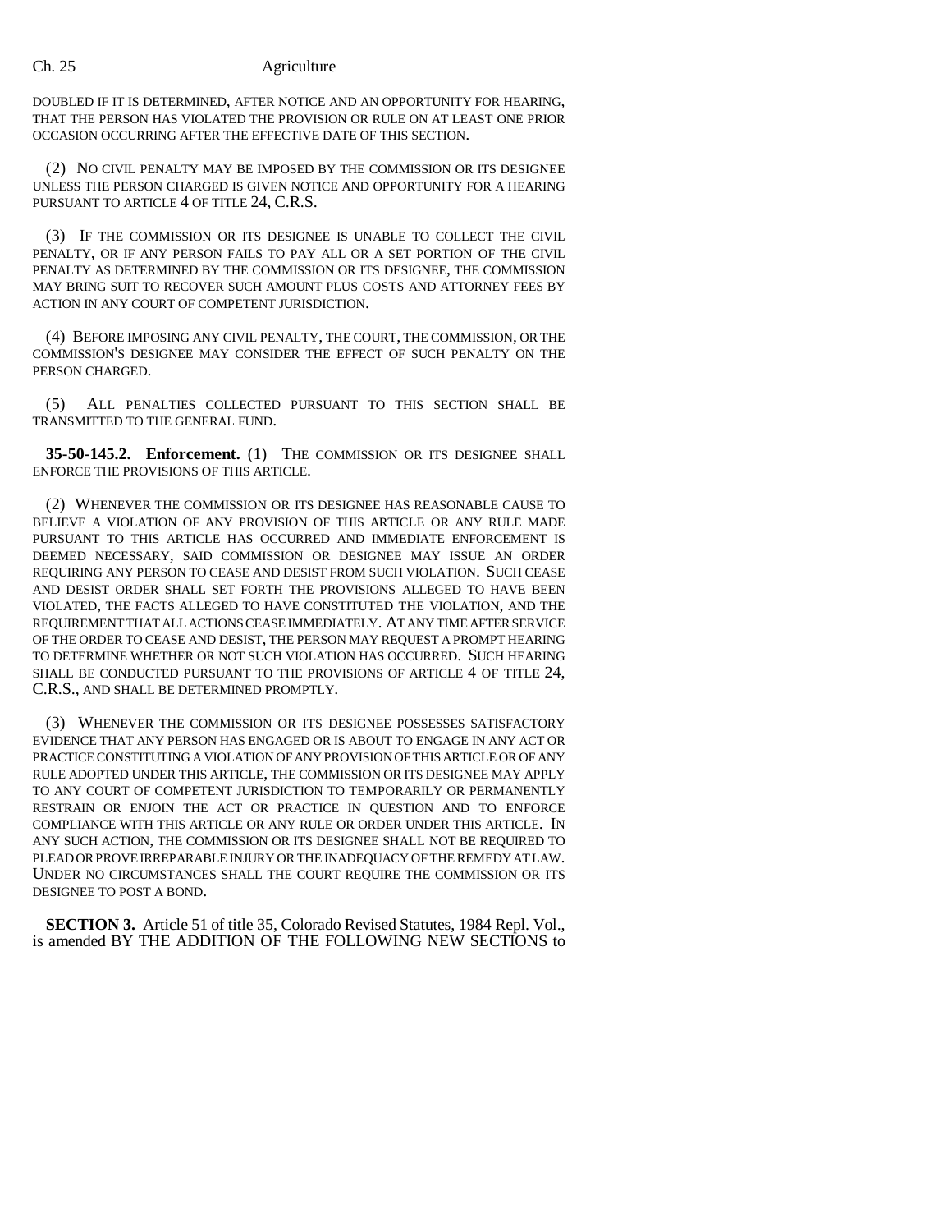DOUBLED IF IT IS DETERMINED, AFTER NOTICE AND AN OPPORTUNITY FOR HEARING, THAT THE PERSON HAS VIOLATED THE PROVISION OR RULE ON AT LEAST ONE PRIOR OCCASION OCCURRING AFTER THE EFFECTIVE DATE OF THIS SECTION.

(2) NO CIVIL PENALTY MAY BE IMPOSED BY THE COMMISSION OR ITS DESIGNEE UNLESS THE PERSON CHARGED IS GIVEN NOTICE AND OPPORTUNITY FOR A HEARING PURSUANT TO ARTICLE 4 OF TITLE 24, C.R.S.

(3) IF THE COMMISSION OR ITS DESIGNEE IS UNABLE TO COLLECT THE CIVIL PENALTY, OR IF ANY PERSON FAILS TO PAY ALL OR A SET PORTION OF THE CIVIL PENALTY AS DETERMINED BY THE COMMISSION OR ITS DESIGNEE, THE COMMISSION MAY BRING SUIT TO RECOVER SUCH AMOUNT PLUS COSTS AND ATTORNEY FEES BY ACTION IN ANY COURT OF COMPETENT JURISDICTION.

(4) BEFORE IMPOSING ANY CIVIL PENALTY, THE COURT, THE COMMISSION, OR THE COMMISSION'S DESIGNEE MAY CONSIDER THE EFFECT OF SUCH PENALTY ON THE PERSON CHARGED.

(5) ALL PENALTIES COLLECTED PURSUANT TO THIS SECTION SHALL BE TRANSMITTED TO THE GENERAL FUND.

**35-50-145.2. Enforcement.** (1) THE COMMISSION OR ITS DESIGNEE SHALL ENFORCE THE PROVISIONS OF THIS ARTICLE.

(2) WHENEVER THE COMMISSION OR ITS DESIGNEE HAS REASONABLE CAUSE TO BELIEVE A VIOLATION OF ANY PROVISION OF THIS ARTICLE OR ANY RULE MADE PURSUANT TO THIS ARTICLE HAS OCCURRED AND IMMEDIATE ENFORCEMENT IS DEEMED NECESSARY, SAID COMMISSION OR DESIGNEE MAY ISSUE AN ORDER REQUIRING ANY PERSON TO CEASE AND DESIST FROM SUCH VIOLATION. SUCH CEASE AND DESIST ORDER SHALL SET FORTH THE PROVISIONS ALLEGED TO HAVE BEEN VIOLATED, THE FACTS ALLEGED TO HAVE CONSTITUTED THE VIOLATION, AND THE REQUIREMENT THAT ALL ACTIONS CEASE IMMEDIATELY. AT ANY TIME AFTER SERVICE OF THE ORDER TO CEASE AND DESIST, THE PERSON MAY REQUEST A PROMPT HEARING TO DETERMINE WHETHER OR NOT SUCH VIOLATION HAS OCCURRED. SUCH HEARING SHALL BE CONDUCTED PURSUANT TO THE PROVISIONS OF ARTICLE 4 OF TITLE 24, C.R.S., AND SHALL BE DETERMINED PROMPTLY.

(3) WHENEVER THE COMMISSION OR ITS DESIGNEE POSSESSES SATISFACTORY EVIDENCE THAT ANY PERSON HAS ENGAGED OR IS ABOUT TO ENGAGE IN ANY ACT OR PRACTICE CONSTITUTING A VIOLATION OF ANY PROVISION OF THIS ARTICLE OR OF ANY RULE ADOPTED UNDER THIS ARTICLE, THE COMMISSION OR ITS DESIGNEE MAY APPLY TO ANY COURT OF COMPETENT JURISDICTION TO TEMPORARILY OR PERMANENTLY RESTRAIN OR ENJOIN THE ACT OR PRACTICE IN QUESTION AND TO ENFORCE COMPLIANCE WITH THIS ARTICLE OR ANY RULE OR ORDER UNDER THIS ARTICLE. IN ANY SUCH ACTION, THE COMMISSION OR ITS DESIGNEE SHALL NOT BE REQUIRED TO PLEAD OR PROVE IRREPARABLE INJURY OR THE INADEQUACY OF THE REMEDY AT LAW. UNDER NO CIRCUMSTANCES SHALL THE COURT REQUIRE THE COMMISSION OR ITS DESIGNEE TO POST A BOND.

**SECTION 3.** Article 51 of title 35, Colorado Revised Statutes, 1984 Repl. Vol., is amended BY THE ADDITION OF THE FOLLOWING NEW SECTIONS to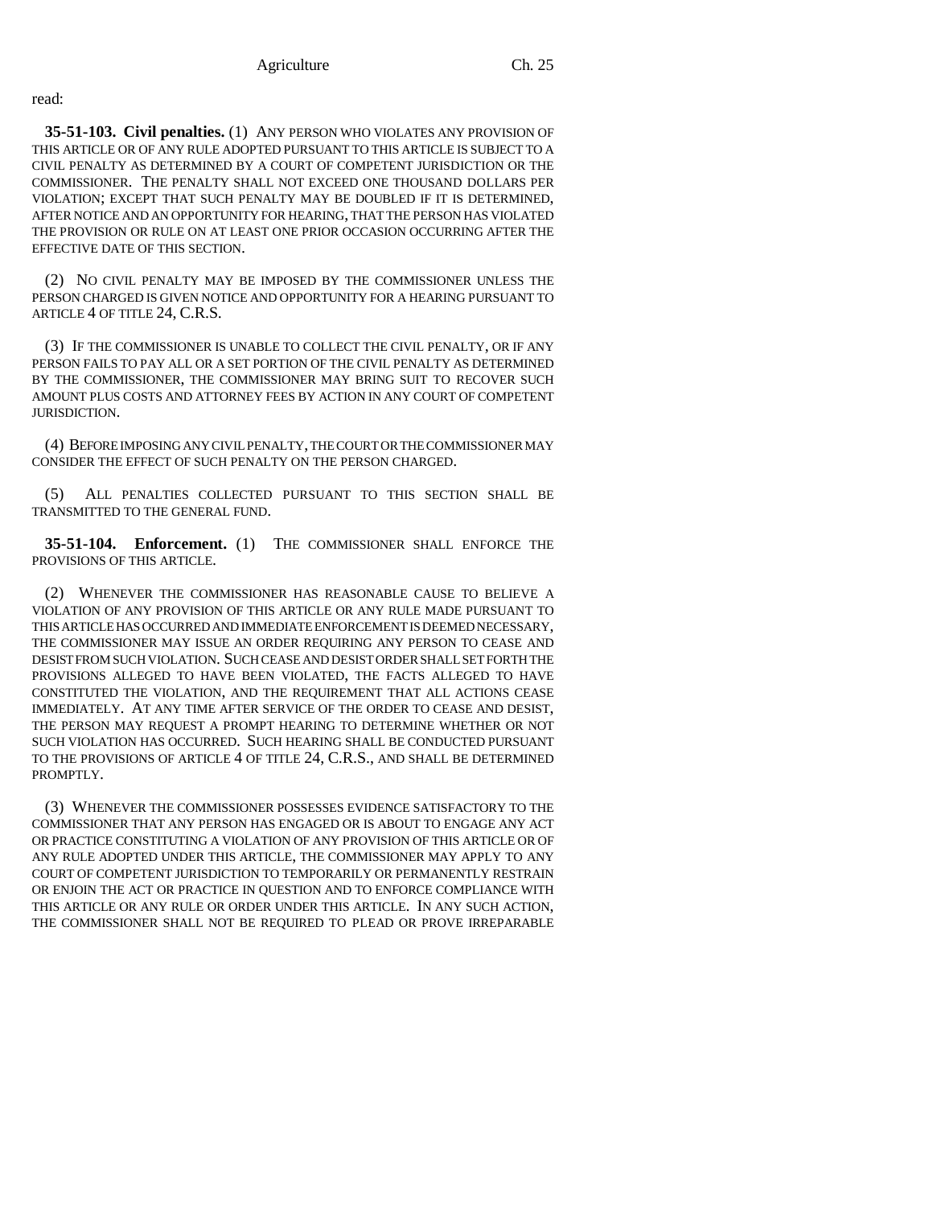read:

**35-51-103. Civil penalties.** (1) ANY PERSON WHO VIOLATES ANY PROVISION OF THIS ARTICLE OR OF ANY RULE ADOPTED PURSUANT TO THIS ARTICLE IS SUBJECT TO A CIVIL PENALTY AS DETERMINED BY A COURT OF COMPETENT JURISDICTION OR THE COMMISSIONER. THE PENALTY SHALL NOT EXCEED ONE THOUSAND DOLLARS PER VIOLATION; EXCEPT THAT SUCH PENALTY MAY BE DOUBLED IF IT IS DETERMINED, AFTER NOTICE AND AN OPPORTUNITY FOR HEARING, THAT THE PERSON HAS VIOLATED THE PROVISION OR RULE ON AT LEAST ONE PRIOR OCCASION OCCURRING AFTER THE EFFECTIVE DATE OF THIS SECTION.

(2) NO CIVIL PENALTY MAY BE IMPOSED BY THE COMMISSIONER UNLESS THE PERSON CHARGED IS GIVEN NOTICE AND OPPORTUNITY FOR A HEARING PURSUANT TO ARTICLE 4 OF TITLE 24, C.R.S.

(3) IF THE COMMISSIONER IS UNABLE TO COLLECT THE CIVIL PENALTY, OR IF ANY PERSON FAILS TO PAY ALL OR A SET PORTION OF THE CIVIL PENALTY AS DETERMINED BY THE COMMISSIONER, THE COMMISSIONER MAY BRING SUIT TO RECOVER SUCH AMOUNT PLUS COSTS AND ATTORNEY FEES BY ACTION IN ANY COURT OF COMPETENT JURISDICTION.

(4) BEFORE IMPOSING ANY CIVIL PENALTY, THE COURT OR THE COMMISSIONER MAY CONSIDER THE EFFECT OF SUCH PENALTY ON THE PERSON CHARGED.

(5) ALL PENALTIES COLLECTED PURSUANT TO THIS SECTION SHALL BE TRANSMITTED TO THE GENERAL FUND.

**35-51-104. Enforcement.** (1) THE COMMISSIONER SHALL ENFORCE THE PROVISIONS OF THIS ARTICLE.

(2) WHENEVER THE COMMISSIONER HAS REASONABLE CAUSE TO BELIEVE A VIOLATION OF ANY PROVISION OF THIS ARTICLE OR ANY RULE MADE PURSUANT TO THIS ARTICLE HAS OCCURRED AND IMMEDIATE ENFORCEMENT IS DEEMED NECESSARY, THE COMMISSIONER MAY ISSUE AN ORDER REQUIRING ANY PERSON TO CEASE AND DESIST FROM SUCH VIOLATION. SUCH CEASE AND DESIST ORDER SHALL SET FORTH THE PROVISIONS ALLEGED TO HAVE BEEN VIOLATED, THE FACTS ALLEGED TO HAVE CONSTITUTED THE VIOLATION, AND THE REQUIREMENT THAT ALL ACTIONS CEASE IMMEDIATELY. AT ANY TIME AFTER SERVICE OF THE ORDER TO CEASE AND DESIST, THE PERSON MAY REQUEST A PROMPT HEARING TO DETERMINE WHETHER OR NOT SUCH VIOLATION HAS OCCURRED. SUCH HEARING SHALL BE CONDUCTED PURSUANT TO THE PROVISIONS OF ARTICLE 4 OF TITLE 24, C.R.S., AND SHALL BE DETERMINED PROMPTLY.

(3) WHENEVER THE COMMISSIONER POSSESSES EVIDENCE SATISFACTORY TO THE COMMISSIONER THAT ANY PERSON HAS ENGAGED OR IS ABOUT TO ENGAGE ANY ACT OR PRACTICE CONSTITUTING A VIOLATION OF ANY PROVISION OF THIS ARTICLE OR OF ANY RULE ADOPTED UNDER THIS ARTICLE, THE COMMISSIONER MAY APPLY TO ANY COURT OF COMPETENT JURISDICTION TO TEMPORARILY OR PERMANENTLY RESTRAIN OR ENJOIN THE ACT OR PRACTICE IN QUESTION AND TO ENFORCE COMPLIANCE WITH THIS ARTICLE OR ANY RULE OR ORDER UNDER THIS ARTICLE. IN ANY SUCH ACTION, THE COMMISSIONER SHALL NOT BE REQUIRED TO PLEAD OR PROVE IRREPARABLE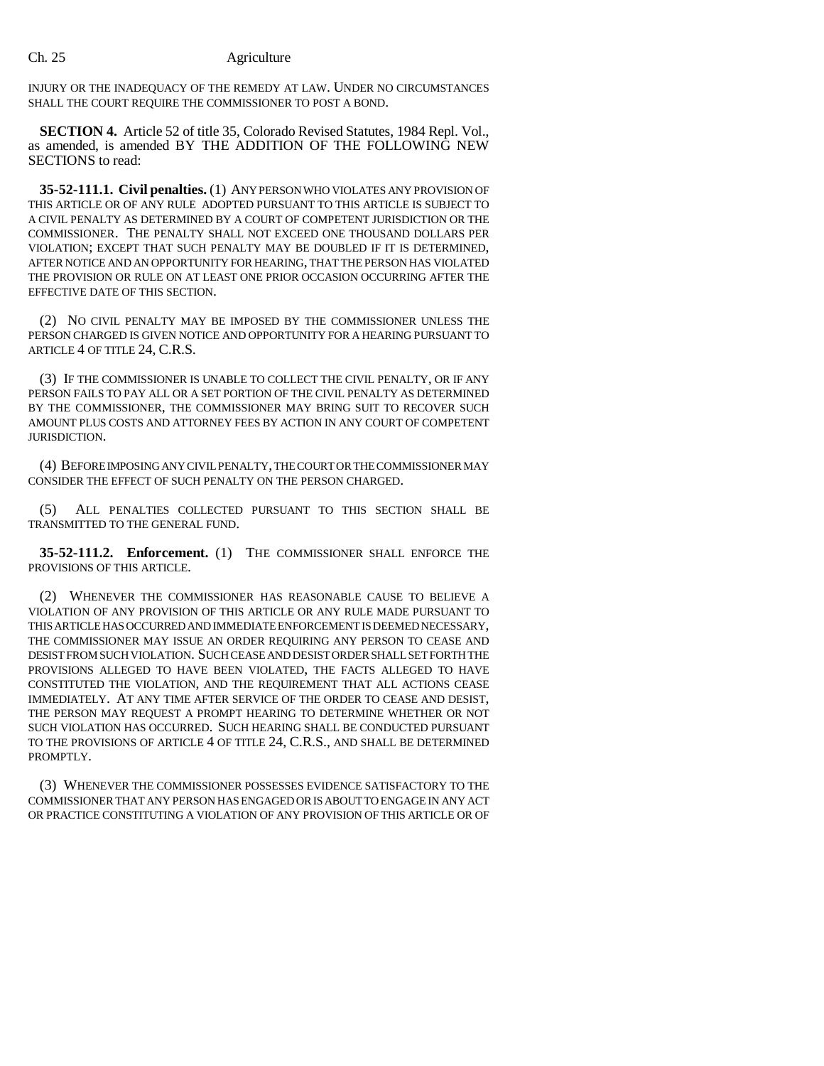INJURY OR THE INADEQUACY OF THE REMEDY AT LAW. UNDER NO CIRCUMSTANCES SHALL THE COURT REQUIRE THE COMMISSIONER TO POST A BOND.

**SECTION 4.** Article 52 of title 35, Colorado Revised Statutes, 1984 Repl. Vol., as amended, is amended BY THE ADDITION OF THE FOLLOWING NEW SECTIONS to read:

**35-52-111.1. Civil penalties.** (1) ANY PERSON WHO VIOLATES ANY PROVISION OF THIS ARTICLE OR OF ANY RULE ADOPTED PURSUANT TO THIS ARTICLE IS SUBJECT TO A CIVIL PENALTY AS DETERMINED BY A COURT OF COMPETENT JURISDICTION OR THE COMMISSIONER. THE PENALTY SHALL NOT EXCEED ONE THOUSAND DOLLARS PER VIOLATION; EXCEPT THAT SUCH PENALTY MAY BE DOUBLED IF IT IS DETERMINED, AFTER NOTICE AND AN OPPORTUNITY FOR HEARING, THAT THE PERSON HAS VIOLATED THE PROVISION OR RULE ON AT LEAST ONE PRIOR OCCASION OCCURRING AFTER THE EFFECTIVE DATE OF THIS SECTION.

(2) NO CIVIL PENALTY MAY BE IMPOSED BY THE COMMISSIONER UNLESS THE PERSON CHARGED IS GIVEN NOTICE AND OPPORTUNITY FOR A HEARING PURSUANT TO ARTICLE 4 OF TITLE 24, C.R.S.

(3) IF THE COMMISSIONER IS UNABLE TO COLLECT THE CIVIL PENALTY, OR IF ANY PERSON FAILS TO PAY ALL OR A SET PORTION OF THE CIVIL PENALTY AS DETERMINED BY THE COMMISSIONER, THE COMMISSIONER MAY BRING SUIT TO RECOVER SUCH AMOUNT PLUS COSTS AND ATTORNEY FEES BY ACTION IN ANY COURT OF COMPETENT JURISDICTION.

(4) BEFORE IMPOSING ANY CIVIL PENALTY, THE COURT OR THE COMMISSIONER MAY CONSIDER THE EFFECT OF SUCH PENALTY ON THE PERSON CHARGED.

(5) ALL PENALTIES COLLECTED PURSUANT TO THIS SECTION SHALL BE TRANSMITTED TO THE GENERAL FUND.

**35-52-111.2. Enforcement.** (1) THE COMMISSIONER SHALL ENFORCE THE PROVISIONS OF THIS ARTICLE.

(2) WHENEVER THE COMMISSIONER HAS REASONABLE CAUSE TO BELIEVE A VIOLATION OF ANY PROVISION OF THIS ARTICLE OR ANY RULE MADE PURSUANT TO THIS ARTICLE HAS OCCURRED AND IMMEDIATE ENFORCEMENT IS DEEMED NECESSARY, THE COMMISSIONER MAY ISSUE AN ORDER REQUIRING ANY PERSON TO CEASE AND DESIST FROM SUCH VIOLATION. SUCH CEASE AND DESIST ORDER SHALL SET FORTH THE PROVISIONS ALLEGED TO HAVE BEEN VIOLATED, THE FACTS ALLEGED TO HAVE CONSTITUTED THE VIOLATION, AND THE REQUIREMENT THAT ALL ACTIONS CEASE IMMEDIATELY. AT ANY TIME AFTER SERVICE OF THE ORDER TO CEASE AND DESIST, THE PERSON MAY REQUEST A PROMPT HEARING TO DETERMINE WHETHER OR NOT SUCH VIOLATION HAS OCCURRED. SUCH HEARING SHALL BE CONDUCTED PURSUANT TO THE PROVISIONS OF ARTICLE 4 OF TITLE 24, C.R.S., AND SHALL BE DETERMINED PROMPTLY.

(3) WHENEVER THE COMMISSIONER POSSESSES EVIDENCE SATISFACTORY TO THE COMMISSIONER THAT ANY PERSON HAS ENGAGED OR IS ABOUT TO ENGAGE IN ANY ACT OR PRACTICE CONSTITUTING A VIOLATION OF ANY PROVISION OF THIS ARTICLE OR OF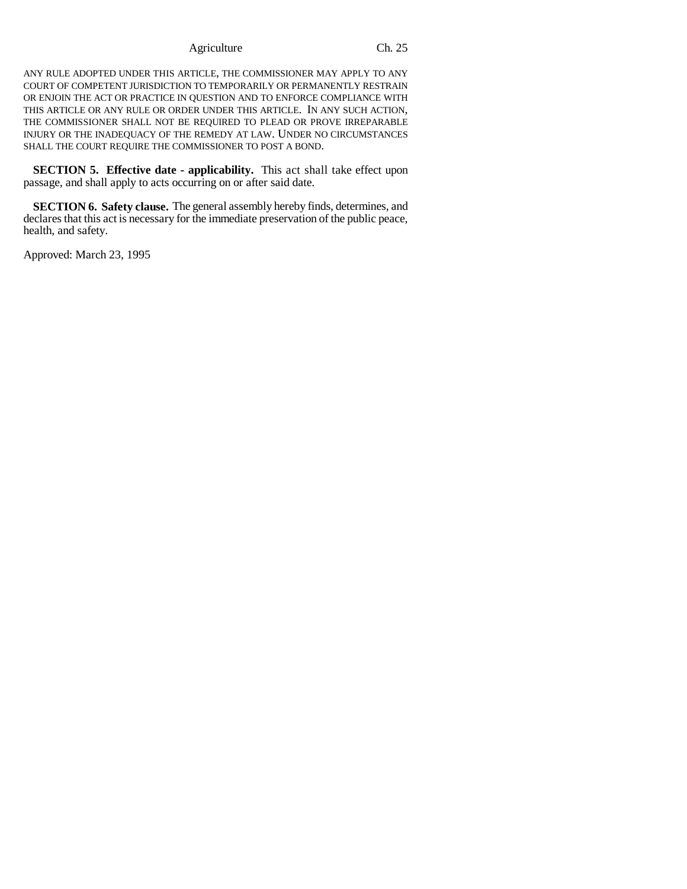ANY RULE ADOPTED UNDER THIS ARTICLE, THE COMMISSIONER MAY APPLY TO ANY COURT OF COMPETENT JURISDICTION TO TEMPORARILY OR PERMANENTLY RESTRAIN OR ENJOIN THE ACT OR PRACTICE IN QUESTION AND TO ENFORCE COMPLIANCE WITH THIS ARTICLE OR ANY RULE OR ORDER UNDER THIS ARTICLE. IN ANY SUCH ACTION, THE COMMISSIONER SHALL NOT BE REQUIRED TO PLEAD OR PROVE IRREPARABLE INJURY OR THE INADEQUACY OF THE REMEDY AT LAW. UNDER NO CIRCUMSTANCES SHALL THE COURT REQUIRE THE COMMISSIONER TO POST A BOND.

**SECTION 5. Effective date - applicability.** This act shall take effect upon passage, and shall apply to acts occurring on or after said date.

**SECTION 6. Safety clause.** The general assembly hereby finds, determines, and declares that this act is necessary for the immediate preservation of the public peace, health, and safety.

Approved: March 23, 1995